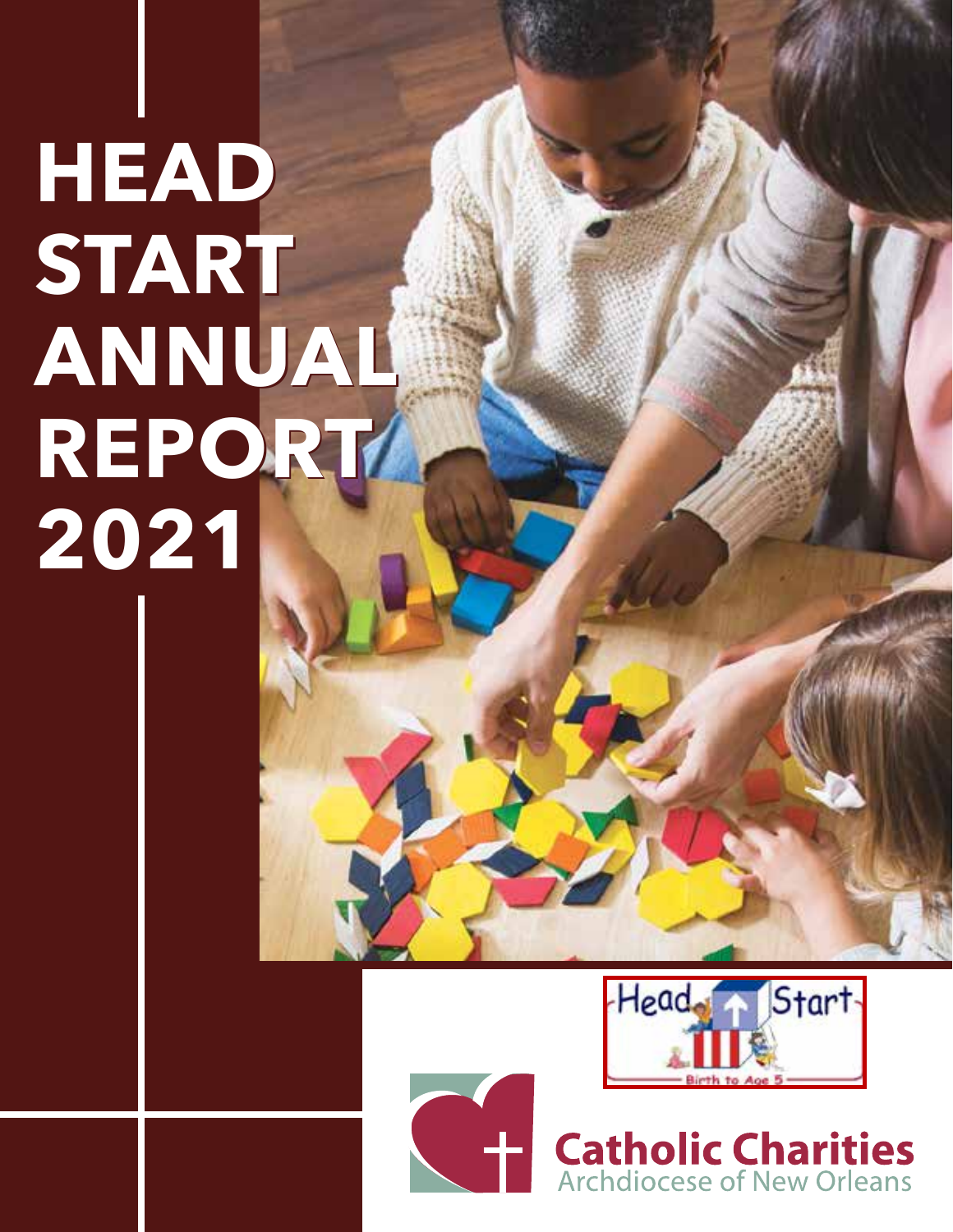# HEAD START ANNUAL REPORT 2021

Head Start

Birth to Age 5

Catholic Charities
Archdiocese of New Orleans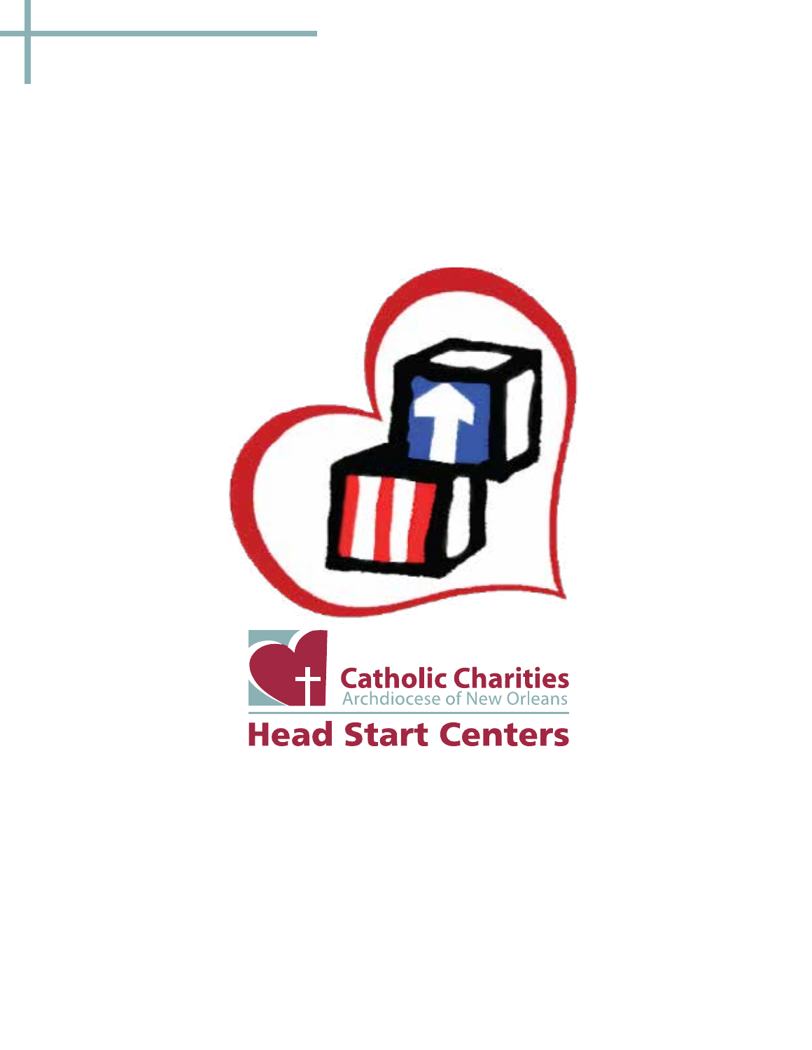Catholic Charities
Archdiocese of New Orleans

**Head Start Centers**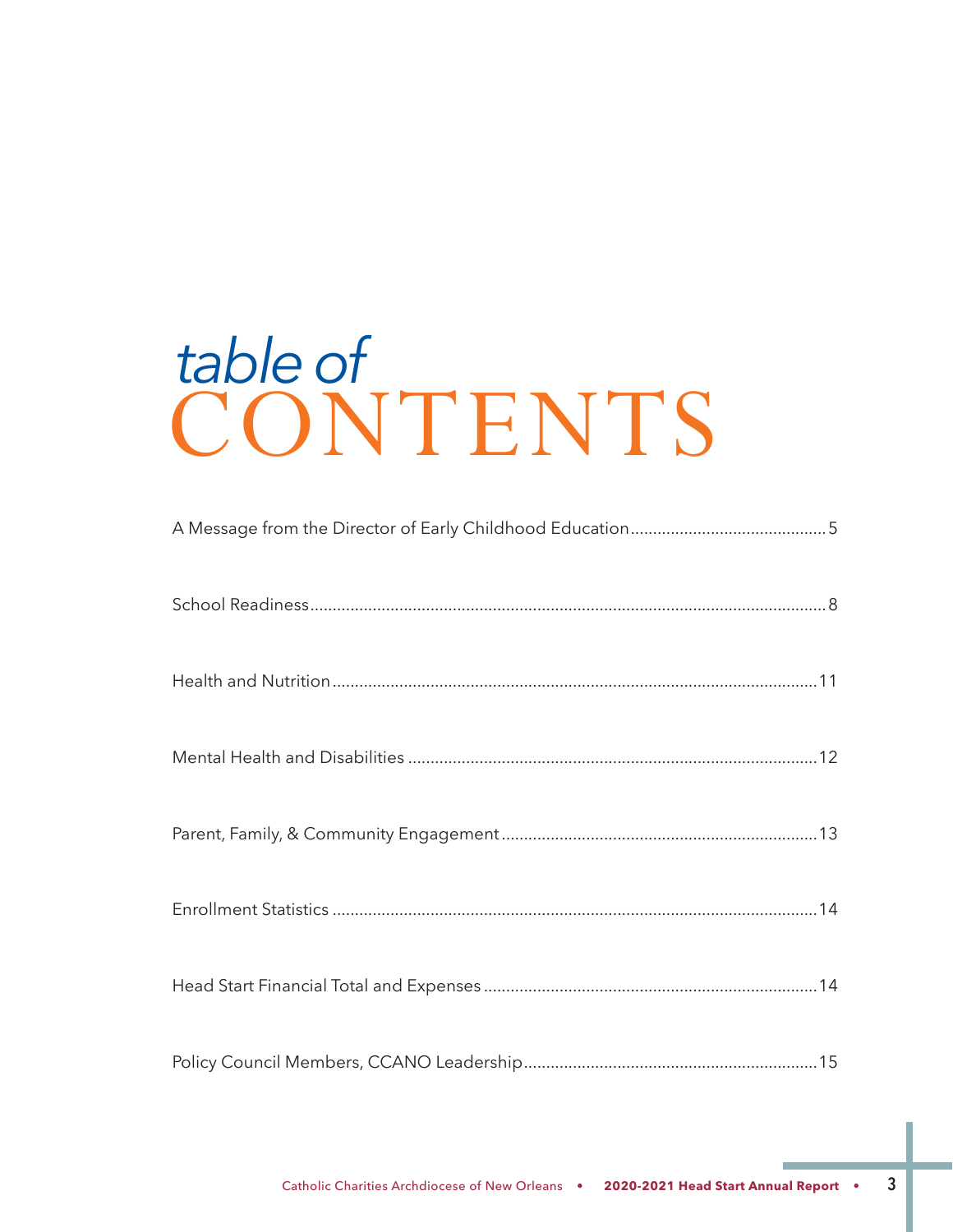# table of CONTENTS

A Message from the Director of Early Childhood Education ........................................... 5

School Readiness .................................................................................................................. 8

Health and Nutrition ........................................................................................................... 11

Mental Health and Disabilities .......................................................................................... 12

Parent, Family, & Community Engagement ...................................................................... 13

Enrollment Statistics ........................................................................................................... 14

Head Start Financial Total and Expenses .......................................................................... 14

Policy Council Members, CCANO Leadership ................................................................. 15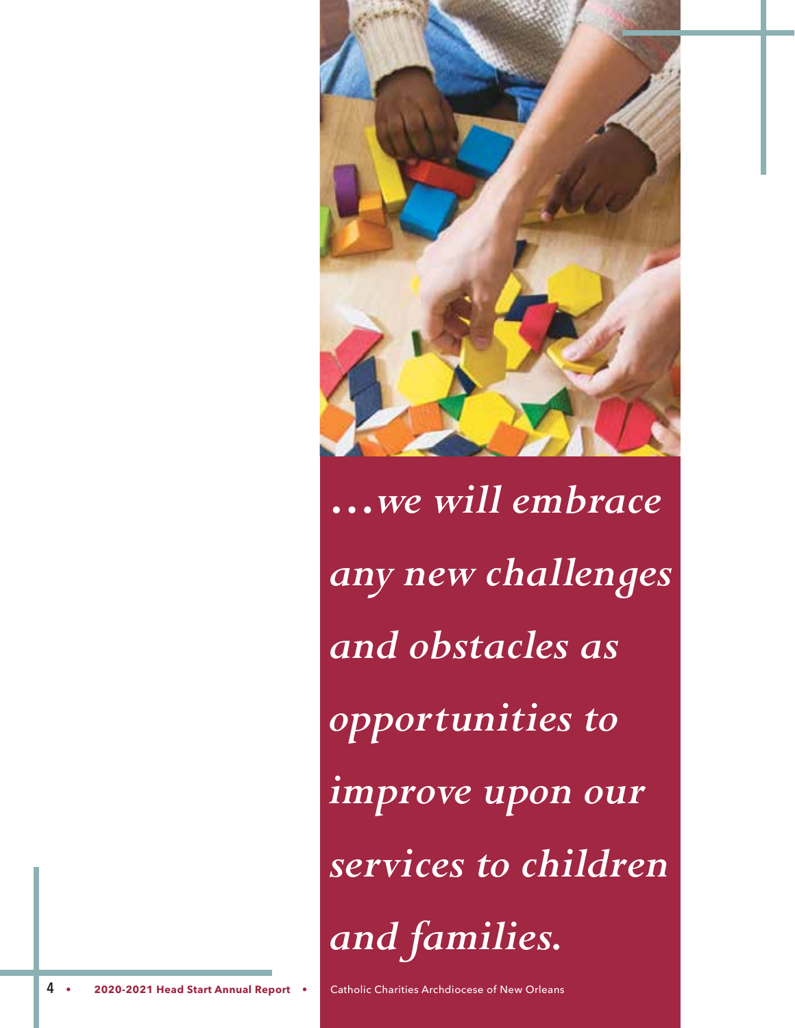*…we will embrace any new challenges and obstacles as opportunities to improve upon our services to children and families.*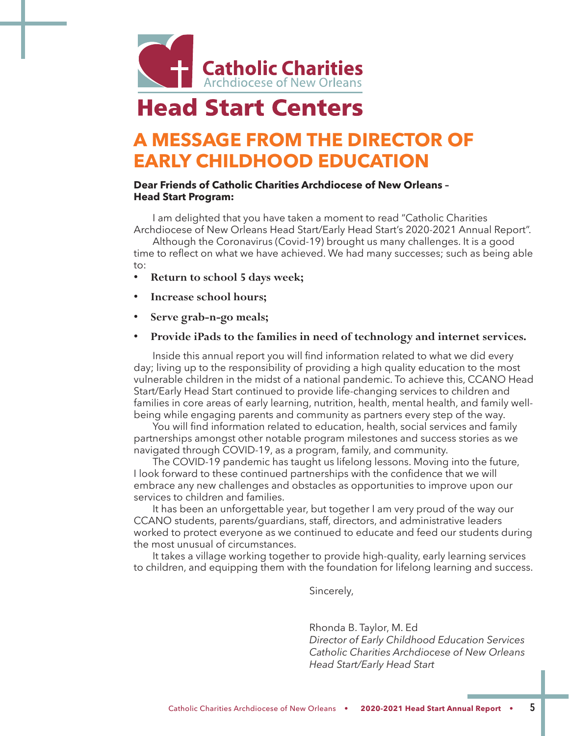Catholic Charities
Archdiocese of New Orleans

# Head Start Centers

## A MESSAGE FROM THE DIRECTOR OF EARLY CHILDHOOD EDUCATION

**Dear Friends of Catholic Charities Archdiocese of New Orleans – Head Start Program:**

I am delighted that you have taken a moment to read "Catholic Charities Archdiocese of New Orleans Head Start/Early Head Start's 2020-2021 Annual Report".

Although the Coronavirus (Covid-19) brought us many challenges. It is a good time to reflect on what we have achieved. We had many successes; such as being able to:

- **Return to school 5 days week;**
- **Increase school hours;**
- **Serve grab-n-go meals;**
- **Provide iPads to the families in need of technology and internet services.**

Inside this annual report you will find information related to what we did every day; living up to the responsibility of providing a high quality education to the most vulnerable children in the midst of a national pandemic. To achieve this, CCANO Head Start/Early Head Start continued to provide life-changing services to children and families in core areas of early learning, nutrition, health, mental health, and family well-being while engaging parents and community as partners every step of the way.

You will find information related to education, health, social services and family partnerships amongst other notable program milestones and success stories as we navigated through COVID-19, as a program, family, and community.

The COVID-19 pandemic has taught us lifelong lessons. Moving into the future, I look forward to these continued partnerships with the confidence that we will embrace any new challenges and obstacles as opportunities to improve upon our services to children and families.

It has been an unforgettable year, but together I am very proud of the way our CCANO students, parents/guardians, staff, directors, and administrative leaders worked to protect everyone as we continued to educate and feed our students during the most unusual of circumstances.

It takes a village working together to provide high-quality, early learning services to children, and equipping them with the foundation for lifelong learning and success.

Sincerely,

Rhonda B. Taylor, M. Ed
*Director of Early Childhood Education Services*
*Catholic Charities Archdiocese of New Orleans*
*Head Start/Early Head Start*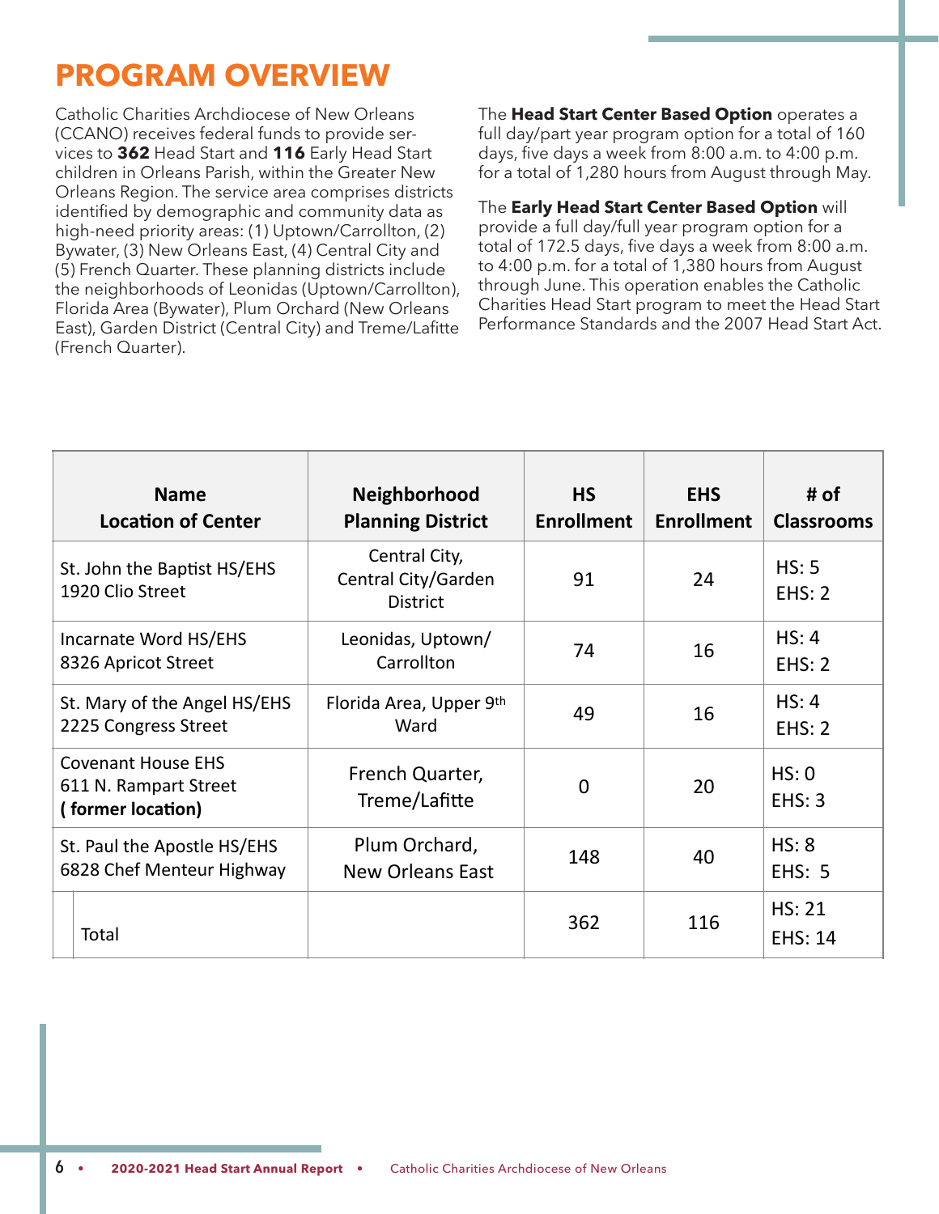# PROGRAM OVERVIEW

Catholic Charities Archdiocese of New Orleans (CCANO) receives federal funds to provide services to **362** Head Start and **116** Early Head Start children in Orleans Parish, within the Greater New Orleans Region. The service area comprises districts identified by demographic and community data as high-need priority areas: (1) Uptown/Carrollton, (2) Bywater, (3) New Orleans East, (4) Central City and (5) French Quarter. These planning districts include the neighborhoods of Leonidas (Uptown/Carrollton), Florida Area (Bywater), Plum Orchard (New Orleans East), Garden District (Central City) and Treme/Lafitte (French Quarter).

The **Head Start Center Based Option** operates a full day/part year program option for a total of 160 days, five days a week from 8:00 a.m. to 4:00 p.m. for a total of 1,280 hours from August through May.

The **Early Head Start Center Based Option** will provide a full day/full year program option for a total of 172.5 days, five days a week from 8:00 a.m. to 4:00 p.m. for a total of 1,380 hours from August through June. This operation enables the Catholic Charities Head Start program to meet the Head Start Performance Standards and the 2007 Head Start Act.

| Name Location of Center | Neighborhood Planning District | HS Enrollment | EHS Enrollment | # of Classrooms |
|---|---|---|---|---|
| St. John the Baptist HS/EHS 1920 Clio Street | Central City, Central City/Garden District | 91 | 24 | HS: 5 EHS: 2 |
| Incarnate Word HS/EHS 8326 Apricot Street | Leonidas, Uptown/ Carrollton | 74 | 16 | HS: 4 EHS: 2 |
| St. Mary of the Angel HS/EHS 2225 Congress Street | Florida Area, Upper 9th Ward | 49 | 16 | HS: 4 EHS: 2 |
| Covenant House EHS 611 N. Rampart Street **( former location)** | French Quarter, Treme/Lafitte | 0 | 20 | HS: 0 EHS: 3 |
| St. Paul the Apostle HS/EHS 6828 Chef Menteur Highway | Plum Orchard, New Orleans East | 148 | 40 | HS: 8 EHS: 5 |
| Total | | 362 | 116 | HS: 21 EHS: 14 |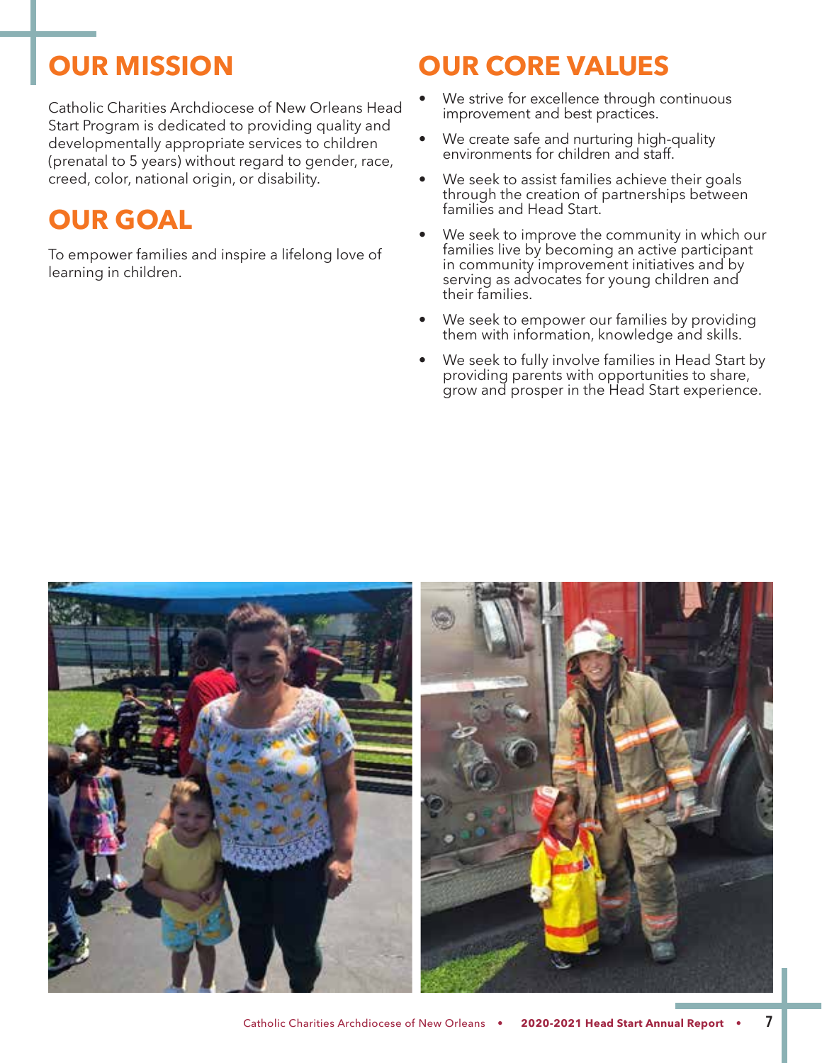# OUR MISSION

Catholic Charities Archdiocese of New Orleans Head Start Program is dedicated to providing quality and developmentally appropriate services to children (prenatal to 5 years) without regard to gender, race, creed, color, national origin, or disability.

# OUR GOAL

To empower families and inspire a lifelong love of learning in children.

# OUR CORE VALUES

- We strive for excellence through continuous improvement and best practices.
- We create safe and nurturing high-quality environments for children and staff.
- We seek to assist families achieve their goals through the creation of partnerships between families and Head Start.
- We seek to improve the community in which our families live by becoming an active participant in community improvement initiatives and by serving as advocates for young children and their families.
- We seek to empower our families by providing them with information, knowledge and skills.
- We seek to fully involve families in Head Start by providing parents with opportunities to share, grow and prosper in the Head Start experience.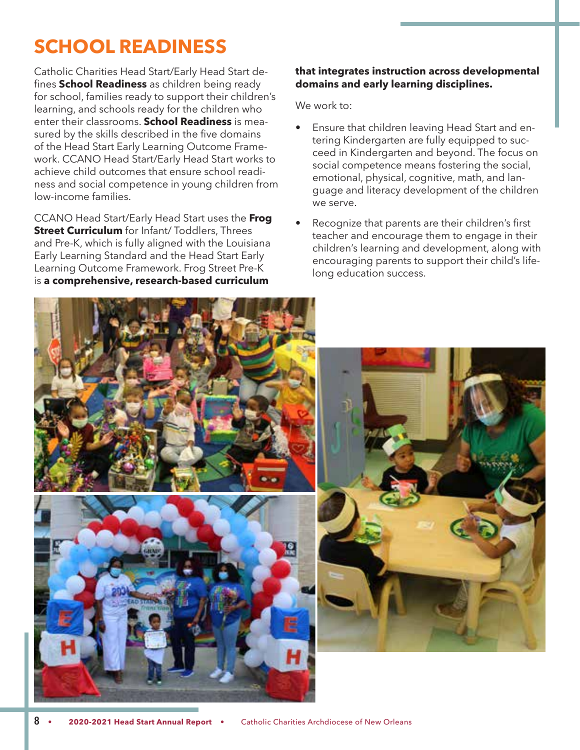# SCHOOL READINESS

Catholic Charities Head Start/Early Head Start defines **School Readiness** as children being ready for school, families ready to support their children's learning, and schools ready for the children who enter their classrooms. **School Readiness** is measured by the skills described in the five domains of the Head Start Early Learning Outcome Framework. CCANO Head Start/Early Head Start works to achieve child outcomes that ensure school readiness and social competence in young children from low-income families.

CCANO Head Start/Early Head Start uses the **Frog Street Curriculum** for Infant/ Toddlers, Threes and Pre-K, which is fully aligned with the Louisiana Early Learning Standard and the Head Start Early Learning Outcome Framework. Frog Street Pre-K is **a comprehensive, research-based curriculum that integrates instruction across developmental domains and early learning disciplines.**

We work to:

- Ensure that children leaving Head Start and entering Kindergarten are fully equipped to succeed in Kindergarten and beyond. The focus on social competence means fostering the social, emotional, physical, cognitive, math, and language and literacy development of the children we serve.
- Recognize that parents are their children's first teacher and encourage them to engage in their children's learning and development, along with encouraging parents to support their child's lifelong education success.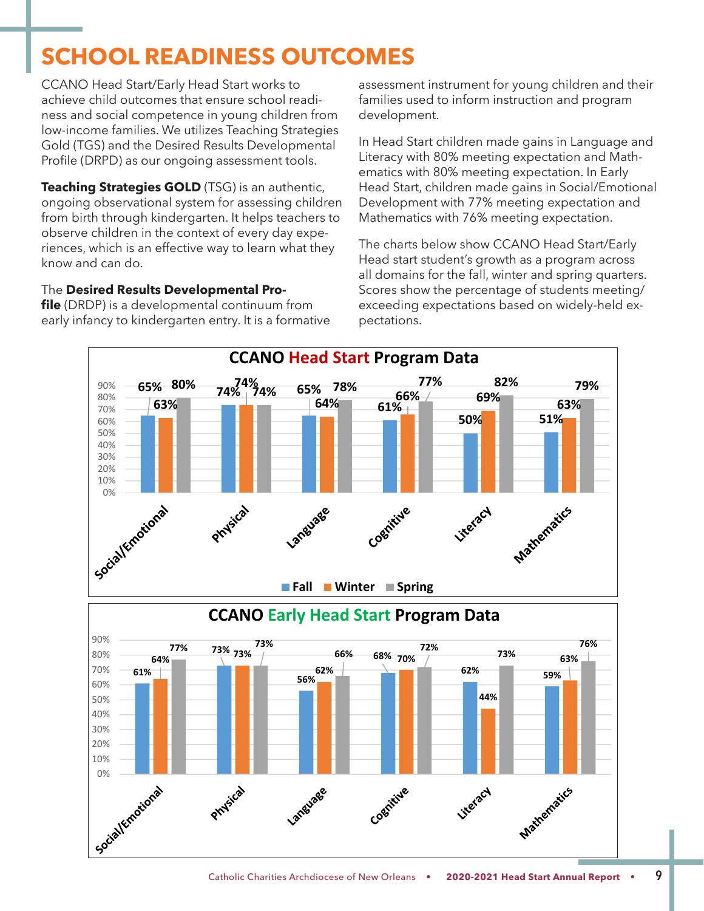# SCHOOL READINESS OUTCOMES

CCANO Head Start/Early Head Start works to achieve child outcomes that ensure school readiness and social competence in young children from low-income families. We utilizes Teaching Strategies Gold (TGS) and the Desired Results Developmental Profile (DRPD) as our ongoing assessment tools.

**Teaching Strategies GOLD** (TSG) is an authentic, ongoing observational system for assessing children from birth through kindergarten. It helps teachers to observe children in the context of every day experiences, which is an effective way to learn what they know and can do.

The **Desired Results Developmental Profile** (DRDP) is a developmental continuum from early infancy to kindergarten entry. It is a formative assessment instrument for young children and their families used to inform instruction and program development.

In Head Start children made gains in Language and Literacy with 80% meeting expectation and Mathematics with 80% meeting expectation. In Early Head Start, children made gains in Social/Emotional Development with 77% meeting expectation and Mathematics with 76% meeting expectation.

The charts below show CCANO Head Start/Early Head start student's growth as a program across all domains for the fall, winter and spring quarters. Scores show the percentage of students meeting/exceeding expectations based on widely-held expectations.

**CCANO Head Start Program Data**

| Domain | Fall | Winter | Spring |
|---|---|---|---|
| Social/Emotional | 65% | 63% | 80% |
| Physical | 74% | 74% | 74% |
| Language | 65% | 64% | 78% |
| Cognitive | 61% | 66% | 77% |
| Literacy | 50% | 69% | 82% |
| Mathematics | 51% | 63% | 79% |

**CCANO Early Head Start Program Data**

| Domain | Fall | Winter | Spring |
|---|---|---|---|
| Social/Emotional | 61% | 64% | 77% |
| Physical | 73% | 73% | 73% |
| Language | 56% | 62% | 66% |
| Cognitive | 68% | 70% | 72% |
| Literacy | 62% | 44% | 73% |
| Mathematics | 59% | 63% | 76% |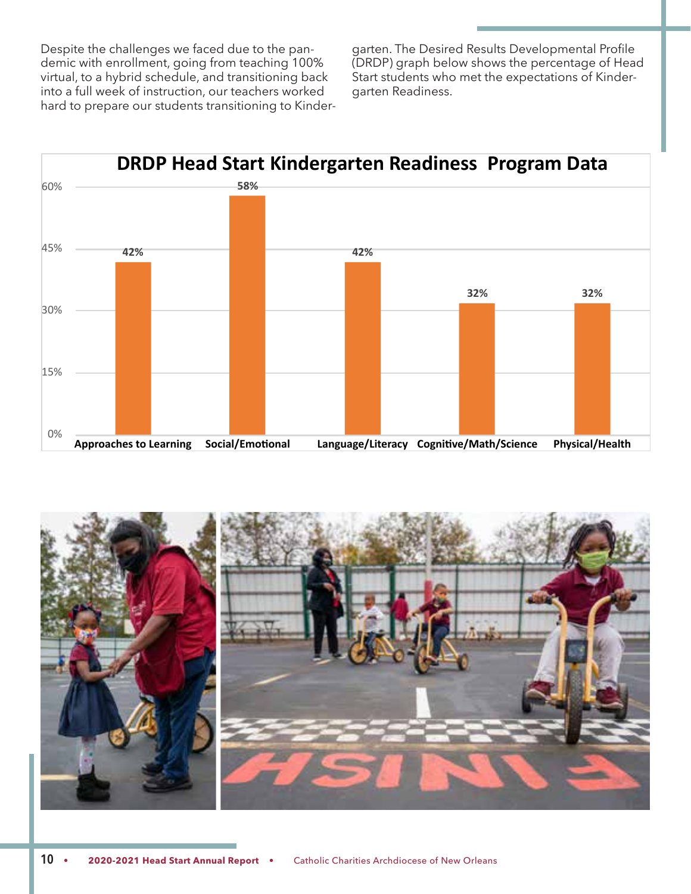Despite the challenges we faced due to the pandemic with enrollment, going from teaching 100% virtual, to a hybrid schedule, and transitioning back into a full week of instruction, our teachers worked hard to prepare our students transitioning to Kindergarten. The Desired Results Developmental Profile (DRDP) graph below shows the percentage of Head Start students who met the expectations of Kindergarten Readiness.

## DRDP Head Start Kindergarten Readiness Program Data

| Domain | Percentage |
|---|---|
| Approaches to Learning | 42% |
| Social/Emotional | 58% |
| Language/Literacy | 42% |
| Cognitive/Math/Science | 32% |
| Physical/Health | 32% |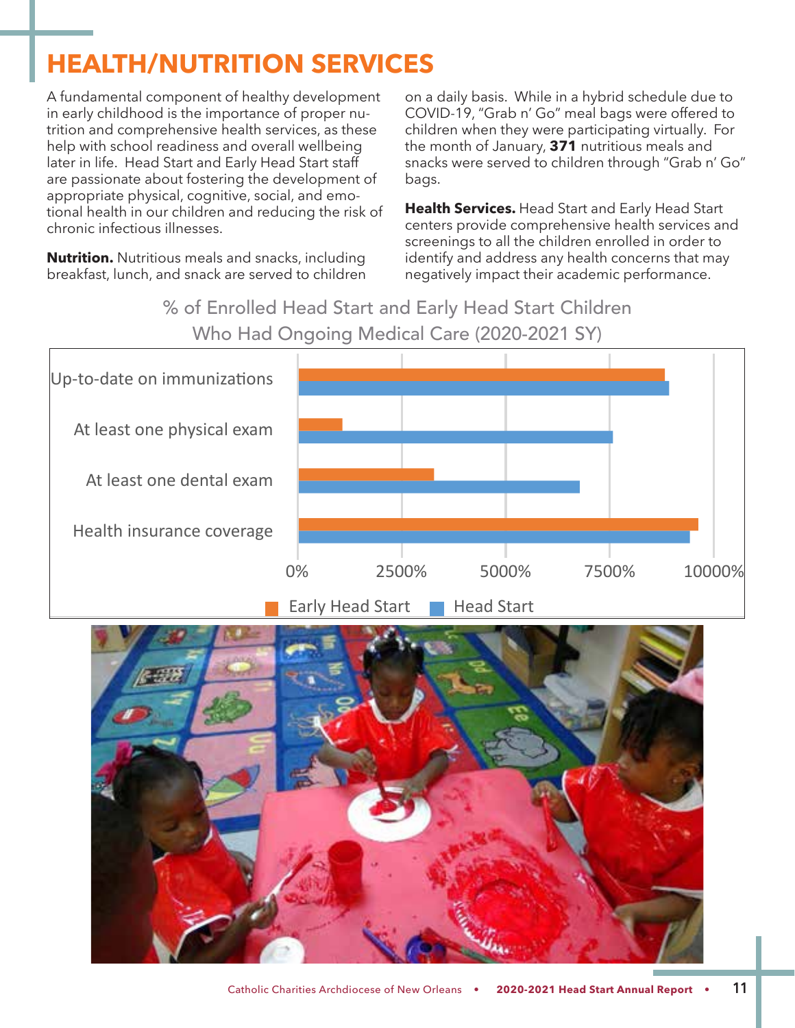# HEALTH/NUTRITION SERVICES

A fundamental component of healthy development in early childhood is the importance of proper nutrition and comprehensive health services, as these help with school readiness and overall wellbeing later in life. Head Start and Early Head Start staff are passionate about fostering the development of appropriate physical, cognitive, social, and emotional health in our children and reducing the risk of chronic infectious illnesses.

**Nutrition.** Nutritious meals and snacks, including breakfast, lunch, and snack are served to children on a daily basis. While in a hybrid schedule due to COVID-19, "Grab n' Go" meal bags were offered to children when they were participating virtually. For the month of January, **371** nutritious meals and snacks were served to children through "Grab n' Go" bags.

**Health Services.** Head Start and Early Head Start centers provide comprehensive health services and screenings to all the children enrolled in order to identify and address any health concerns that may negatively impact their academic performance.

% of Enrolled Head Start and Early Head Start Children Who Had Ongoing Medical Care (2020-2021 SY)

Up-to-date on immunizations

At least one physical exam

At least one dental exam

Health insurance coverage

0% 2500% 5000% 7500% 10000%

Early Head Start Head Start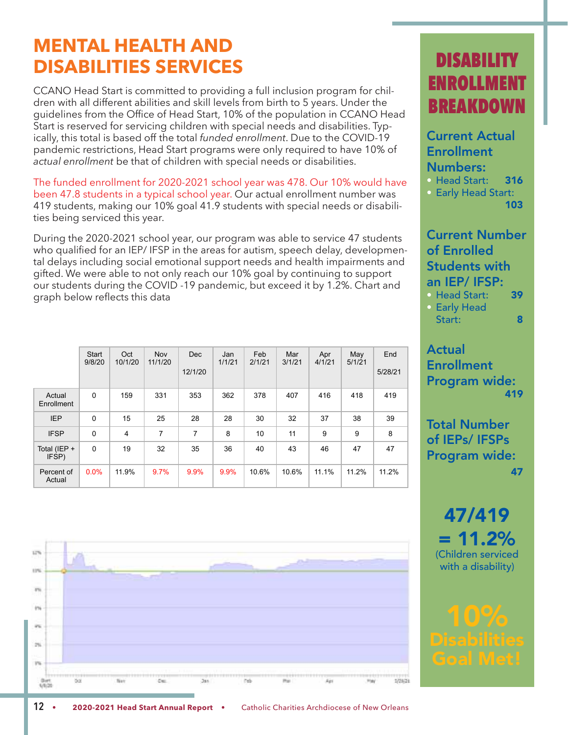# MENTAL HEALTH AND DISABILITIES SERVICES

CCANO Head Start is committed to providing a full inclusion program for children with all different abilities and skill levels from birth to 5 years. Under the guidelines from the Office of Head Start, 10% of the population in CCANO Head Start is reserved for servicing children with special needs and disabilities. Typically, this total is based off the total *funded enrollment*. Due to the COVID-19 pandemic restrictions, Head Start programs were only required to have 10% of *actual enrollment* be that of children with special needs or disabilities.

The funded enrollment for 2020-2021 school year was 478. Our 10% would have been 47.8 students in a typical school year. Our actual enrollment number was 419 students, making our 10% goal 41.9 students with special needs or disabilities being serviced this year.

During the 2020-2021 school year, our program was able to service 47 students who qualified for an IEP/ IFSP in the areas for autism, speech delay, developmental delays including social emotional support needs and health impairments and gifted. We were able to not only reach our 10% goal by continuing to support our students during the COVID -19 pandemic, but exceed it by 1.2%. Chart and graph below reflects this data

| | Start 9/8/20 | Oct 10/1/20 | Nov 11/1/20 | Dec 12/1/20 | Jan 1/1/21 | Feb 2/1/21 | Mar 3/1/21 | Apr 4/1/21 | May 5/1/21 | End 5/28/21 |
|---|---|---|---|---|---|---|---|---|---|---|
| Actual Enrollment | 0 | 159 | 331 | 353 | 362 | 378 | 407 | 416 | 418 | 419 |
| IEP | 0 | 15 | 25 | 28 | 28 | 30 | 32 | 37 | 38 | 39 |
| IFSP | 0 | 4 | 7 | 7 | 8 | 10 | 11 | 9 | 9 | 8 |
| Total (IEP + IFSP) | 0 | 19 | 32 | 35 | 36 | 40 | 43 | 46 | 47 | 47 |
| Percent of Actual | 0.0% | 11.9% | 9.7% | 9.9% | 9.9% | 10.6% | 10.6% | 11.1% | 11.2% | 11.2% |

## DISABILITY ENROLLMENT BREAKDOWN

### Current Actual Enrollment Numbers:

- Head Start: **316**
- Early Head Start: **103**

### Current Number of Enrolled Students with an IEP/ IFSP:

- Head Start: **39**
- Early Head Start: **8**

### Actual Enrollment Program wide:

**419**

### Total Number of IEPs/ IFSPs Program wide:

**47**

**47/419 = 11.2%**
(Children serviced with a disability)

**10% Disabilities Goal Met!**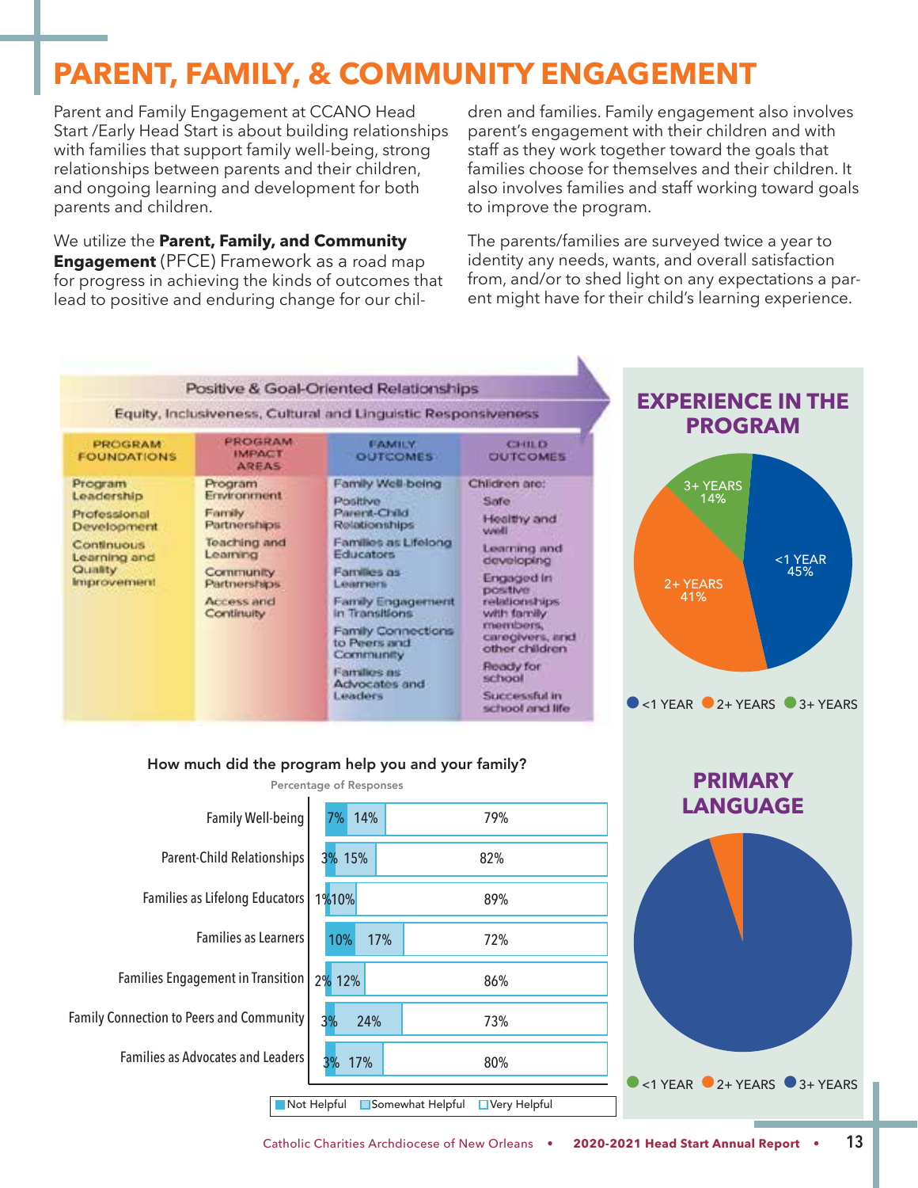# PARENT, FAMILY, & COMMUNITY ENGAGEMENT

Parent and Family Engagement at CCANO Head Start /Early Head Start is about building relationships with families that support family well-being, strong relationships between parents and their children, and ongoing learning and development for both parents and children.

We utilize the **Parent, Family, and Community Engagement** (PFCE) Framework as a road map for progress in achieving the kinds of outcomes that lead to positive and enduring change for our children and families. Family engagement also involves parent's engagement with their children and with staff as they work together toward the goals that families choose for themselves and their children. It also involves families and staff working toward goals to improve the program.

The parents/families are surveyed twice a year to identity any needs, wants, and overall satisfaction from, and/or to shed light on any expectations a parent might have for their child's learning experience.

**Positive & Goal-Oriented Relationships**

Equity, Inclusiveness, Cultural and Linguistic Responsiveness

| PROGRAM FOUNDATIONS | PROGRAM IMPACT AREAS | FAMILY OUTCOMES | CHILD OUTCOMES |
|---|---|---|---|
| Program Leadership<br>Professional Development<br>Continuous Learning and Quality Improvement | Program Environment<br>Family Partnerships<br>Teaching and Learning<br>Community Partnerships<br>Access and Continuity | Family Well-being<br>Positive Parent-Child Relationships<br>Families as Lifelong Educators<br>Families as Learners<br>Family Engagement in Transitions<br>Family Connections to Peers and Community<br>Families as Advocates and Leaders | Children are:<br>Safe<br>Healthy and well<br>Learning and developing<br>Engaged in positive relationships with family members, caregivers, and other children<br>Ready for school<br>Successful in school and life |

## EXPERIENCE IN THE PROGRAM

| Experience | Percentage |
|---|---|
| <1 YEAR | 45% |
| 2+ YEARS | 41% |
| 3+ YEARS | 14% |

**How much did the program help you and your family?**

Percentage of Responses

| | Not Helpful | Somewhat Helpful | Very Helpful |
|---|---|---|---|
| Family Well-being | 7% | 14% | 79% |
| Parent-Child Relationships | 3% | 15% | 82% |
| Families as Lifelong Educators | 1% | 10% | 89% |
| Families as Learners | 10% | 17% | 72% |
| Families Engagement in Transition | 2% | 12% | 86% |
| Family Connection to Peers and Community | 3% | 24% | 73% |
| Families as Advocates and Leaders | 3% | 17% | 80% |

## PRIMARY LANGUAGE

<1 YEAR, 2+ YEARS, 3+ YEARS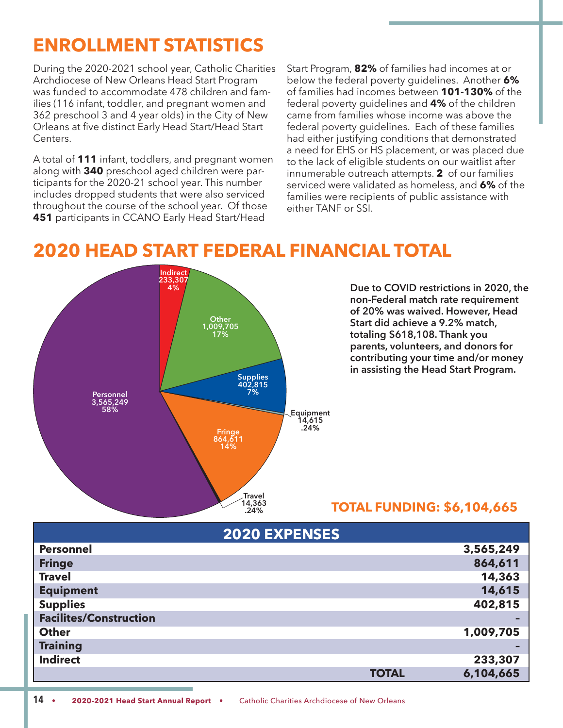# ENROLLMENT STATISTICS

During the 2020-2021 school year, Catholic Charities Archdiocese of New Orleans Head Start Program was funded to accommodate 478 children and families (116 infant, toddler, and pregnant women and 362 preschool 3 and 4 year olds) in the City of New Orleans at five distinct Early Head Start/Head Start Centers.

A total of **111** infant, toddlers, and pregnant women along with **340** preschool aged children were participants for the 2020-21 school year. This number includes dropped students that were also serviced throughout the course of the school year. Of those **451** participants in CCANO Early Head Start/Head Start Program, **82%** of families had incomes at or below the federal poverty guidelines. Another **6%** of families had incomes between **101-130%** of the federal poverty guidelines and **4%** of the children came from families whose income was above the federal poverty guidelines. Each of these families had either justifying conditions that demonstrated a need for EHS or HS placement, or was placed due to the lack of eligible students on our waitlist after innumerable outreach attempts. **2** of our families serviced were validated as homeless, and **6%** of the families were recipients of public assistance with either TANF or SSI.

# 2020 HEAD START FEDERAL FINANCIAL TOTAL

Indirect 233,307 4%
Other 1,009,705 17%
Supplies 402,815 7%
Equipment 14,615 .24%
Fringe 864,611 14%
Travel 14,363 .24%
Personnel 3,565,249 58%

**Due to COVID restrictions in 2020, the non-Federal match rate requirement of 20% was waived. However, Head Start did achieve a 9.2% match, totaling $618,108. Thank you parents, volunteers, and donors for contributing your time and/or money in assisting the Head Start Program.**

## TOTAL FUNDING: $6,104,665

| 2020 EXPENSES | |
|---|---|
| **Personnel** | **3,565,249** |
| **Fringe** | **864,611** |
| **Travel** | **14,363** |
| **Equipment** | **14,615** |
| **Supplies** | **402,815** |
| **Facilites/Construction** | - |
| **Other** | **1,009,705** |
| **Training** | - |
| **Indirect** | **233,307** |
| **TOTAL** | **6,104,665** |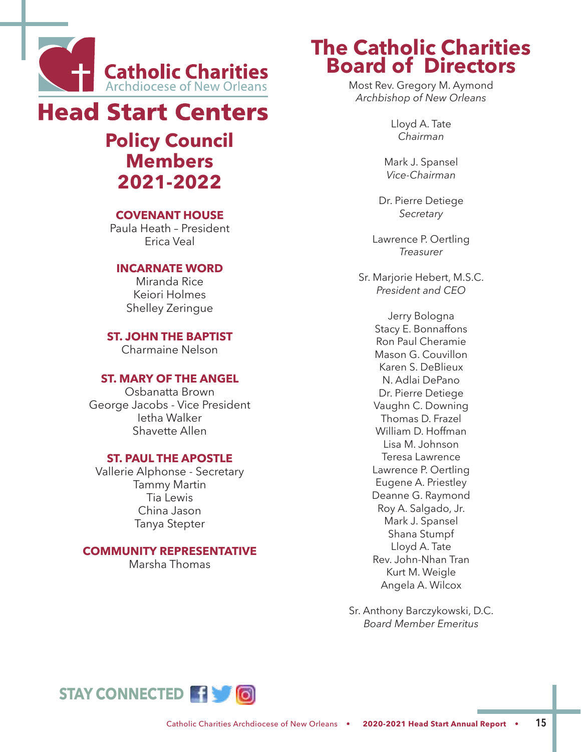Catholic Charities
Archdiocese of New Orleans

# Head Start Centers

## Policy Council Members 2021-2022

**COVENANT HOUSE**

Paula Heath – President
Erica Veal

**INCARNATE WORD**

Miranda Rice
Keiori Holmes
Shelley Zeringue

**ST. JOHN THE BAPTIST**

Charmaine Nelson

**ST. MARY OF THE ANGEL**

Osbanatta Brown
George Jacobs - Vice President
Ietha Walker
Shavette Allen

**ST. PAUL THE APOSTLE**

Vallerie Alphonse - Secretary
Tammy Martin
Tia Lewis
China Jason
Tanya Stepter

**COMMUNITY REPRESENTATIVE**

Marsha Thomas

# The Catholic Charities Board of Directors

Most Rev. Gregory M. Aymond
*Archbishop of New Orleans*

Lloyd A. Tate
*Chairman*

Mark J. Spansel
*Vice-Chairman*

Dr. Pierre Detiege
*Secretary*

Lawrence P. Oertling
*Treasurer*

Sr. Marjorie Hebert, M.S.C.
*President and CEO*

Jerry Bologna
Stacy E. Bonnaffons
Ron Paul Cheramie
Mason G. Couvillon
Karen S. DeBlieux
N. Adlai DePano
Dr. Pierre Detiege
Vaughn C. Downing
Thomas D. Frazel
William D. Hoffman
Lisa M. Johnson
Teresa Lawrence
Lawrence P. Oertling
Eugene A. Priestley
Deanne G. Raymond
Roy A. Salgado, Jr.
Mark J. Spansel
Shana Stumpf
Lloyd A. Tate
Rev. John-Nhan Tran
Kurt M. Weigle
Angela A. Wilcox

Sr. Anthony Barczykowski, D.C.
*Board Member Emeritus*

STAY CONNECTED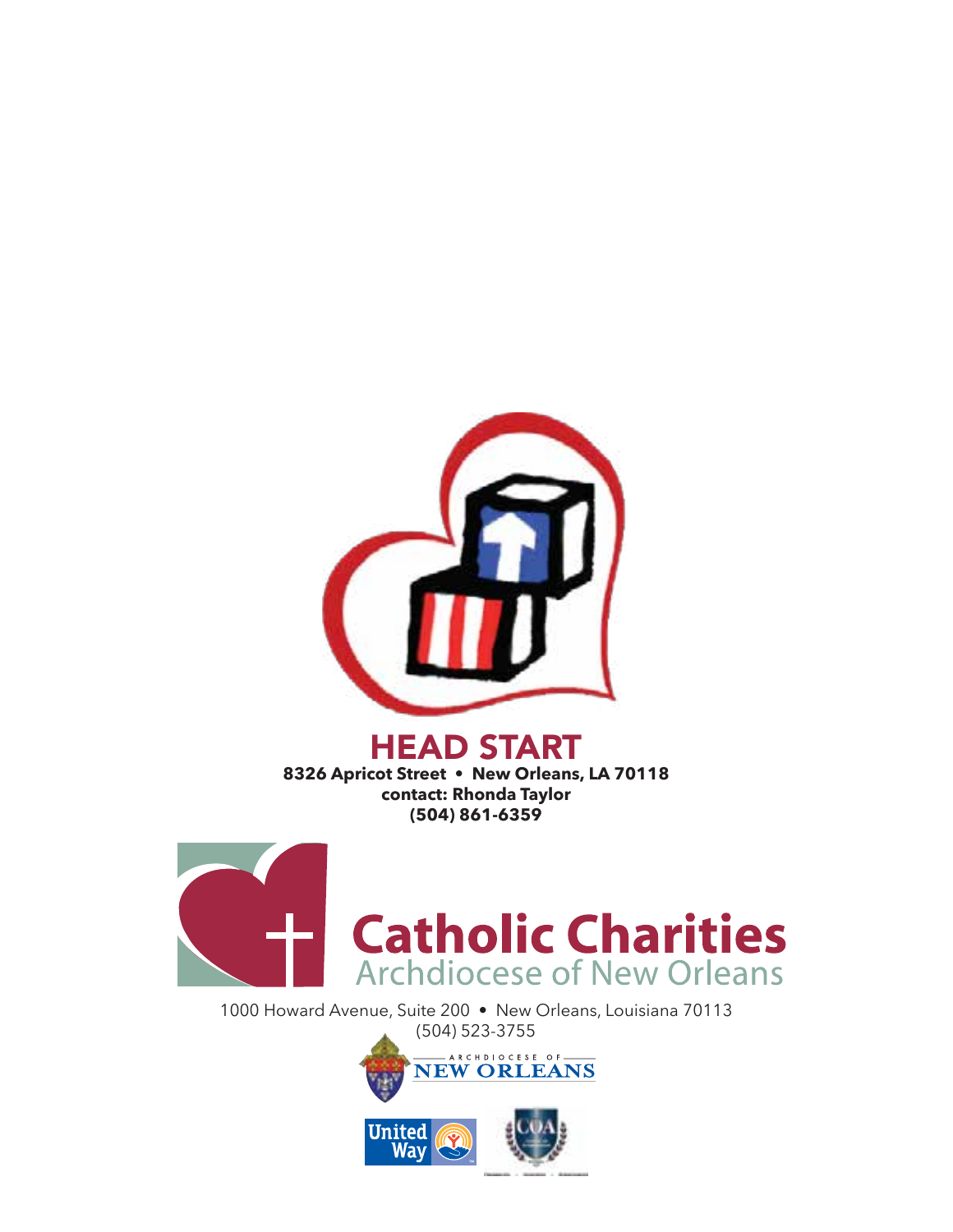# HEAD START

**8326 Apricot Street • New Orleans, LA 70118**
**contact: Rhonda Taylor**
**(504) 861-6359**

**Catholic Charities**
Archdiocese of New Orleans

1000 Howard Avenue, Suite 200 • New Orleans, Louisiana 70113
(504) 523-3755

ARCHDIOCESE OF NEW ORLEANS

United Way

COA